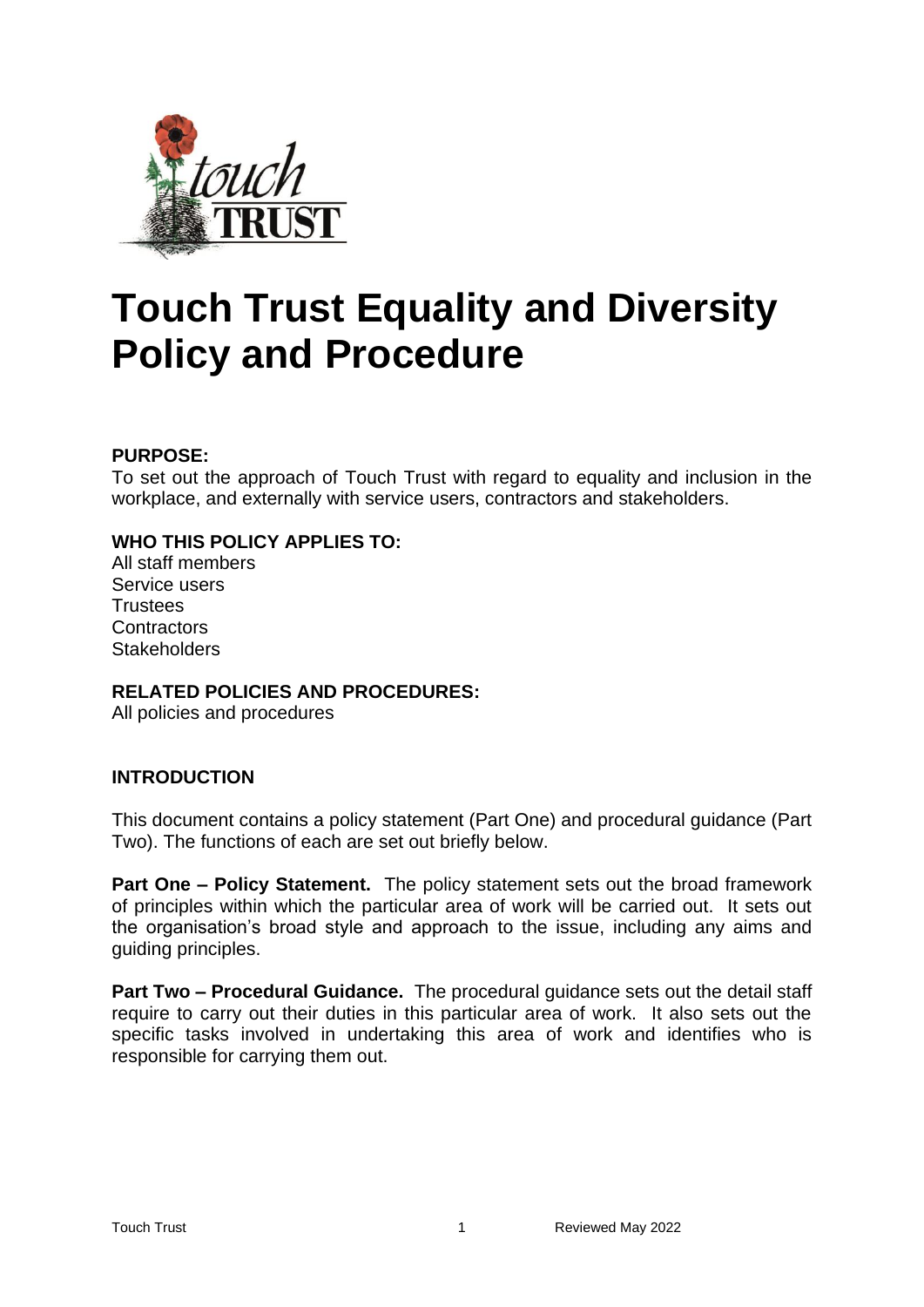# Touch Trust Equality and Diversity Policy and Procedure

**PURPOSE:**
To set out the approach of Touch Trust with regard to equality and inclusion in the workplace, and externally with service users, contractors and stakeholders.

**WHO THIS POLICY APPLIES TO:**
All staff members
Service users
Trustees
Contractors
Stakeholders

**RELATED POLICIES AND PROCEDURES:**
All policies and procedures

## INTRODUCTION

This document contains a policy statement (Part One) and procedural guidance (Part Two). The functions of each are set out briefly below.

**Part One – Policy Statement.** The policy statement sets out the broad framework of principles within which the particular area of work will be carried out. It sets out the organisation's broad style and approach to the issue, including any aims and guiding principles.

**Part Two – Procedural Guidance.** The procedural guidance sets out the detail staff require to carry out their duties in this particular area of work. It also sets out the specific tasks involved in undertaking this area of work and identifies who is responsible for carrying them out.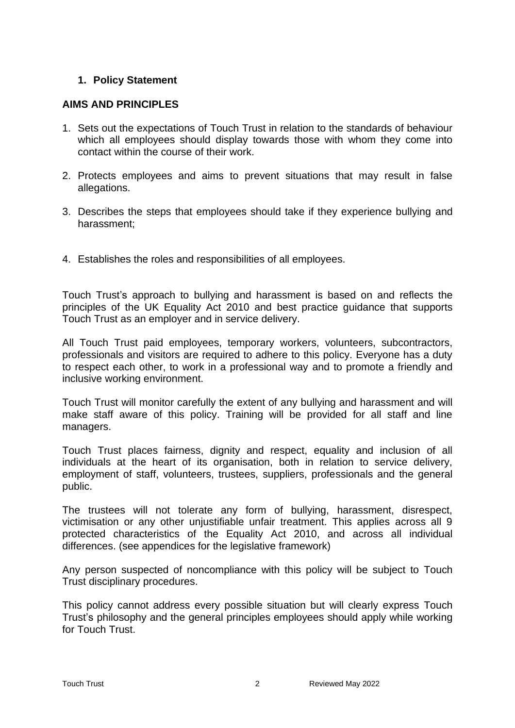## 1. Policy Statement

### AIMS AND PRINCIPLES

1. Sets out the expectations of Touch Trust in relation to the standards of behaviour which all employees should display towards those with whom they come into contact within the course of their work.

2. Protects employees and aims to prevent situations that may result in false allegations.

3. Describes the steps that employees should take if they experience bullying and harassment;

4. Establishes the roles and responsibilities of all employees.

Touch Trust's approach to bullying and harassment is based on and reflects the principles of the UK Equality Act 2010 and best practice guidance that supports Touch Trust as an employer and in service delivery.

All Touch Trust paid employees, temporary workers, volunteers, subcontractors, professionals and visitors are required to adhere to this policy. Everyone has a duty to respect each other, to work in a professional way and to promote a friendly and inclusive working environment.

Touch Trust will monitor carefully the extent of any bullying and harassment and will make staff aware of this policy. Training will be provided for all staff and line managers.

Touch Trust places fairness, dignity and respect, equality and inclusion of all individuals at the heart of its organisation, both in relation to service delivery, employment of staff, volunteers, trustees, suppliers, professionals and the general public.

The trustees will not tolerate any form of bullying, harassment, disrespect, victimisation or any other unjustifiable unfair treatment. This applies across all 9 protected characteristics of the Equality Act 2010, and across all individual differences. (see appendices for the legislative framework)

Any person suspected of noncompliance with this policy will be subject to Touch Trust disciplinary procedures.

This policy cannot address every possible situation but will clearly express Touch Trust's philosophy and the general principles employees should apply while working for Touch Trust.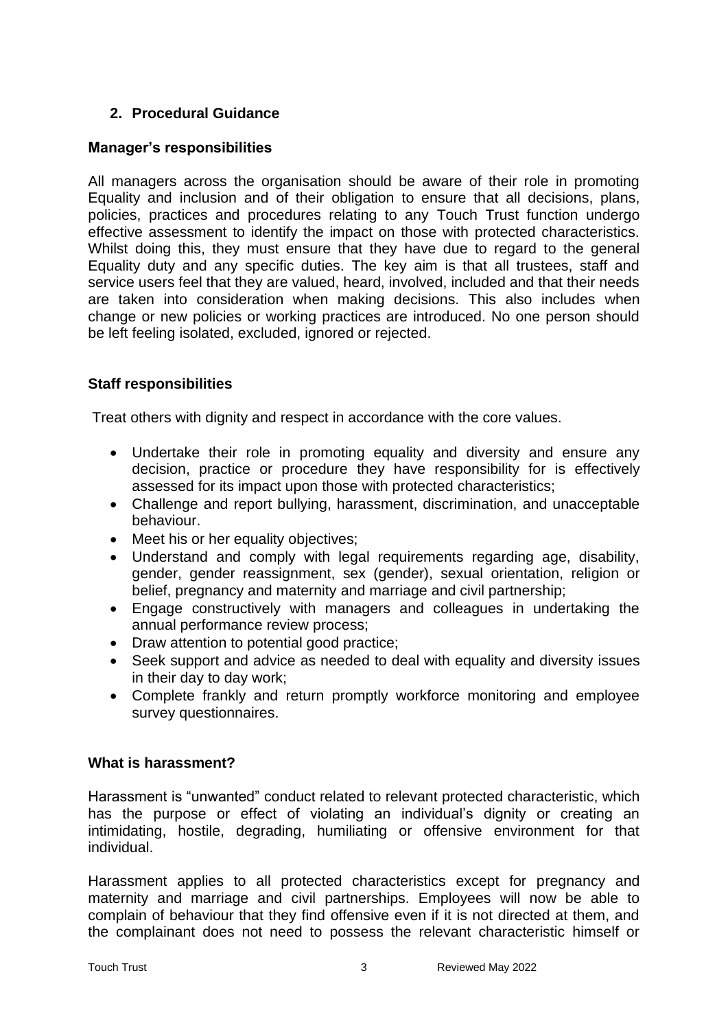## 2. Procedural Guidance

**Manager's responsibilities**

All managers across the organisation should be aware of their role in promoting Equality and inclusion and of their obligation to ensure that all decisions, plans, policies, practices and procedures relating to any Touch Trust function undergo effective assessment to identify the impact on those with protected characteristics. Whilst doing this, they must ensure that they have due to regard to the general Equality duty and any specific duties. The key aim is that all trustees, staff and service users feel that they are valued, heard, involved, included and that their needs are taken into consideration when making decisions. This also includes when change or new policies or working practices are introduced. No one person should be left feeling isolated, excluded, ignored or rejected.

**Staff responsibilities**

Treat others with dignity and respect in accordance with the core values.

- Undertake their role in promoting equality and diversity and ensure any decision, practice or procedure they have responsibility for is effectively assessed for its impact upon those with protected characteristics;
- Challenge and report bullying, harassment, discrimination, and unacceptable behaviour.
- Meet his or her equality objectives;
- Understand and comply with legal requirements regarding age, disability, gender, gender reassignment, sex (gender), sexual orientation, religion or belief, pregnancy and maternity and marriage and civil partnership;
- Engage constructively with managers and colleagues in undertaking the annual performance review process;
- Draw attention to potential good practice;
- Seek support and advice as needed to deal with equality and diversity issues in their day to day work;
- Complete frankly and return promptly workforce monitoring and employee survey questionnaires.

**What is harassment?**

Harassment is "unwanted" conduct related to relevant protected characteristic, which has the purpose or effect of violating an individual's dignity or creating an intimidating, hostile, degrading, humiliating or offensive environment for that individual.

Harassment applies to all protected characteristics except for pregnancy and maternity and marriage and civil partnerships. Employees will now be able to complain of behaviour that they find offensive even if it is not directed at them, and the complainant does not need to possess the relevant characteristic himself or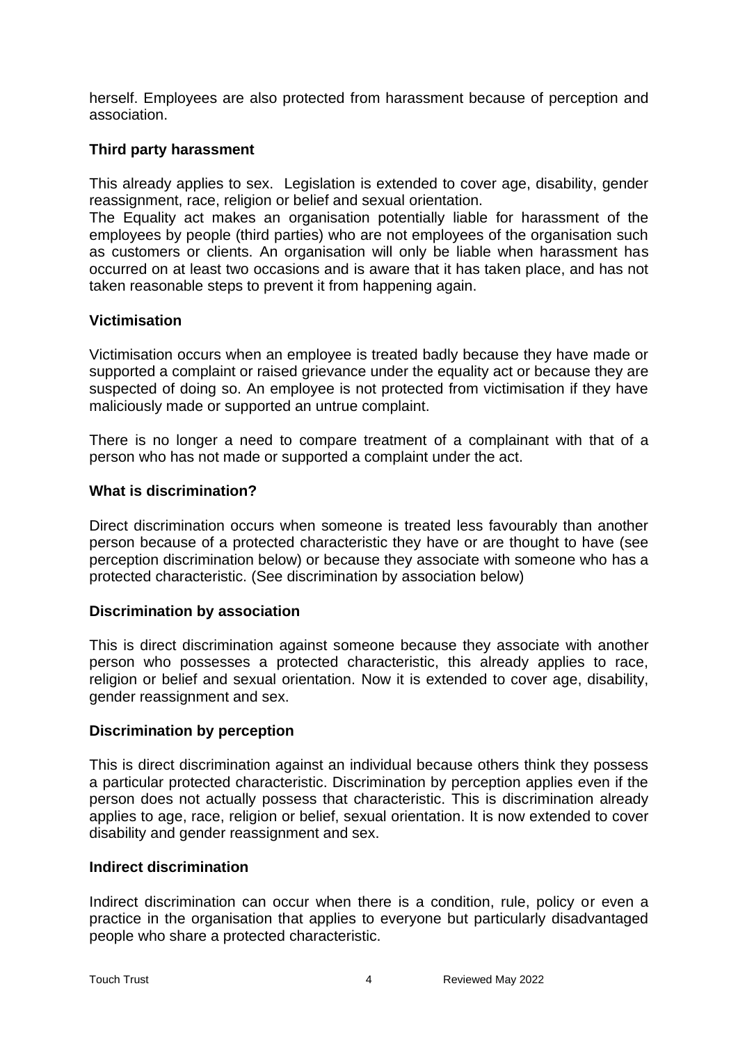herself. Employees are also protected from harassment because of perception and association.

**Third party harassment**

This already applies to sex. Legislation is extended to cover age, disability, gender reassignment, race, religion or belief and sexual orientation.
The Equality act makes an organisation potentially liable for harassment of the employees by people (third parties) who are not employees of the organisation such as customers or clients. An organisation will only be liable when harassment has occurred on at least two occasions and is aware that it has taken place, and has not taken reasonable steps to prevent it from happening again.

**Victimisation**

Victimisation occurs when an employee is treated badly because they have made or supported a complaint or raised grievance under the equality act or because they are suspected of doing so. An employee is not protected from victimisation if they have maliciously made or supported an untrue complaint.

There is no longer a need to compare treatment of a complainant with that of a person who has not made or supported a complaint under the act.

**What is discrimination?**

Direct discrimination occurs when someone is treated less favourably than another person because of a protected characteristic they have or are thought to have (see perception discrimination below) or because they associate with someone who has a protected characteristic. (See discrimination by association below)

**Discrimination by association**

This is direct discrimination against someone because they associate with another person who possesses a protected characteristic, this already applies to race, religion or belief and sexual orientation. Now it is extended to cover age, disability, gender reassignment and sex.

**Discrimination by perception**

This is direct discrimination against an individual because others think they possess a particular protected characteristic. Discrimination by perception applies even if the person does not actually possess that characteristic. This is discrimination already applies to age, race, religion or belief, sexual orientation. It is now extended to cover disability and gender reassignment and sex.

**Indirect discrimination**

Indirect discrimination can occur when there is a condition, rule, policy or even a practice in the organisation that applies to everyone but particularly disadvantaged people who share a protected characteristic.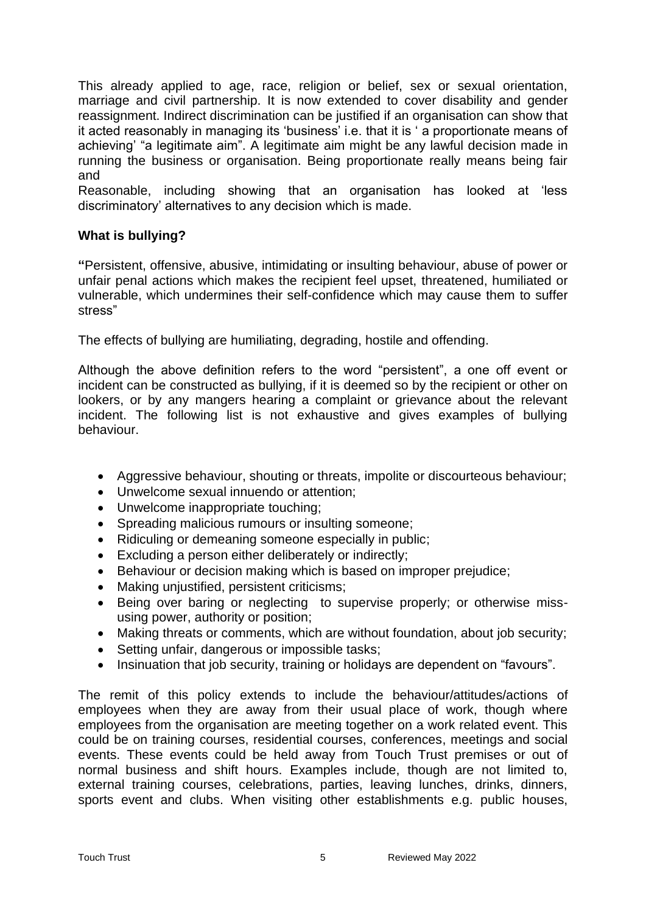This already applied to age, race, religion or belief, sex or sexual orientation, marriage and civil partnership. It is now extended to cover disability and gender reassignment. Indirect discrimination can be justified if an organisation can show that it acted reasonably in managing its 'business' i.e. that it is ' a proportionate means of achieving' "a legitimate aim". A legitimate aim might be any lawful decision made in running the business or organisation. Being proportionate really means being fair and
Reasonable, including showing that an organisation has looked at 'less discriminatory' alternatives to any decision which is made.

**What is bullying?**

**"**Persistent, offensive, abusive, intimidating or insulting behaviour, abuse of power or unfair penal actions which makes the recipient feel upset, threatened, humiliated or vulnerable, which undermines their self-confidence which may cause them to suffer stress"

The effects of bullying are humiliating, degrading, hostile and offending.

Although the above definition refers to the word "persistent", a one off event or incident can be constructed as bullying, if it is deemed so by the recipient or other on lookers, or by any mangers hearing a complaint or grievance about the relevant incident. The following list is not exhaustive and gives examples of bullying behaviour.

- Aggressive behaviour, shouting or threats, impolite or discourteous behaviour;
- Unwelcome sexual innuendo or attention;
- Unwelcome inappropriate touching;
- Spreading malicious rumours or insulting someone;
- Ridiculing or demeaning someone especially in public;
- Excluding a person either deliberately or indirectly;
- Behaviour or decision making which is based on improper prejudice;
- Making unjustified, persistent criticisms;
- Being over baring or neglecting to supervise properly; or otherwise miss-using power, authority or position;
- Making threats or comments, which are without foundation, about job security;
- Setting unfair, dangerous or impossible tasks;
- Insinuation that job security, training or holidays are dependent on "favours".

The remit of this policy extends to include the behaviour/attitudes/actions of employees when they are away from their usual place of work, though where employees from the organisation are meeting together on a work related event. This could be on training courses, residential courses, conferences, meetings and social events. These events could be held away from Touch Trust premises or out of normal business and shift hours. Examples include, though are not limited to, external training courses, celebrations, parties, leaving lunches, drinks, dinners, sports event and clubs. When visiting other establishments e.g. public houses,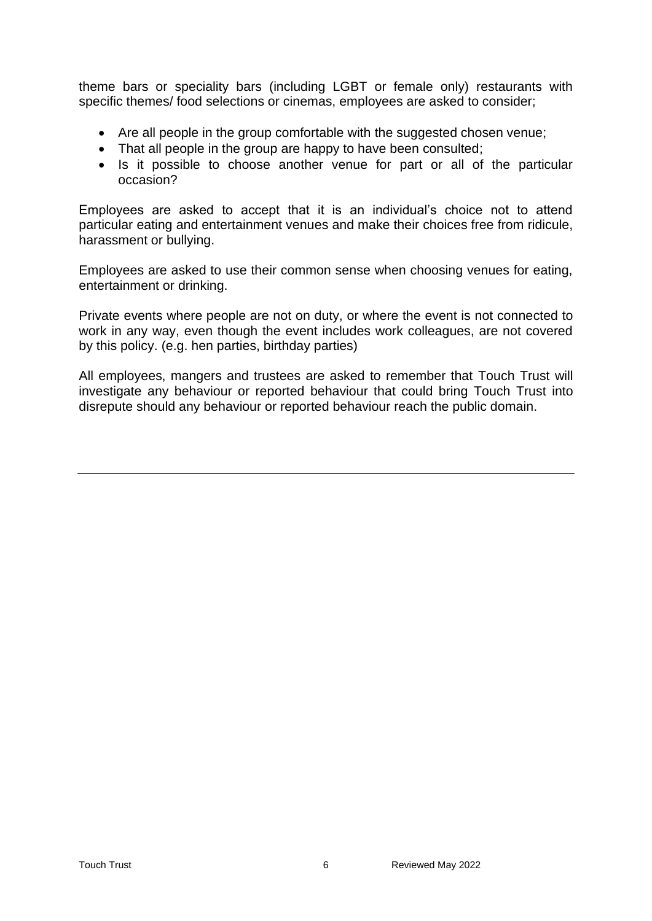theme bars or speciality bars (including LGBT or female only) restaurants with specific themes/ food selections or cinemas, employees are asked to consider;

- Are all people in the group comfortable with the suggested chosen venue;
- That all people in the group are happy to have been consulted;
- Is it possible to choose another venue for part or all of the particular occasion?

Employees are asked to accept that it is an individual's choice not to attend particular eating and entertainment venues and make their choices free from ridicule, harassment or bullying.

Employees are asked to use their common sense when choosing venues for eating, entertainment or drinking.

Private events where people are not on duty, or where the event is not connected to work in any way, even though the event includes work colleagues, are not covered by this policy. (e.g. hen parties, birthday parties)

All employees, mangers and trustees are asked to remember that Touch Trust will investigate any behaviour or reported behaviour that could bring Touch Trust into disrepute should any behaviour or reported behaviour reach the public domain.

---